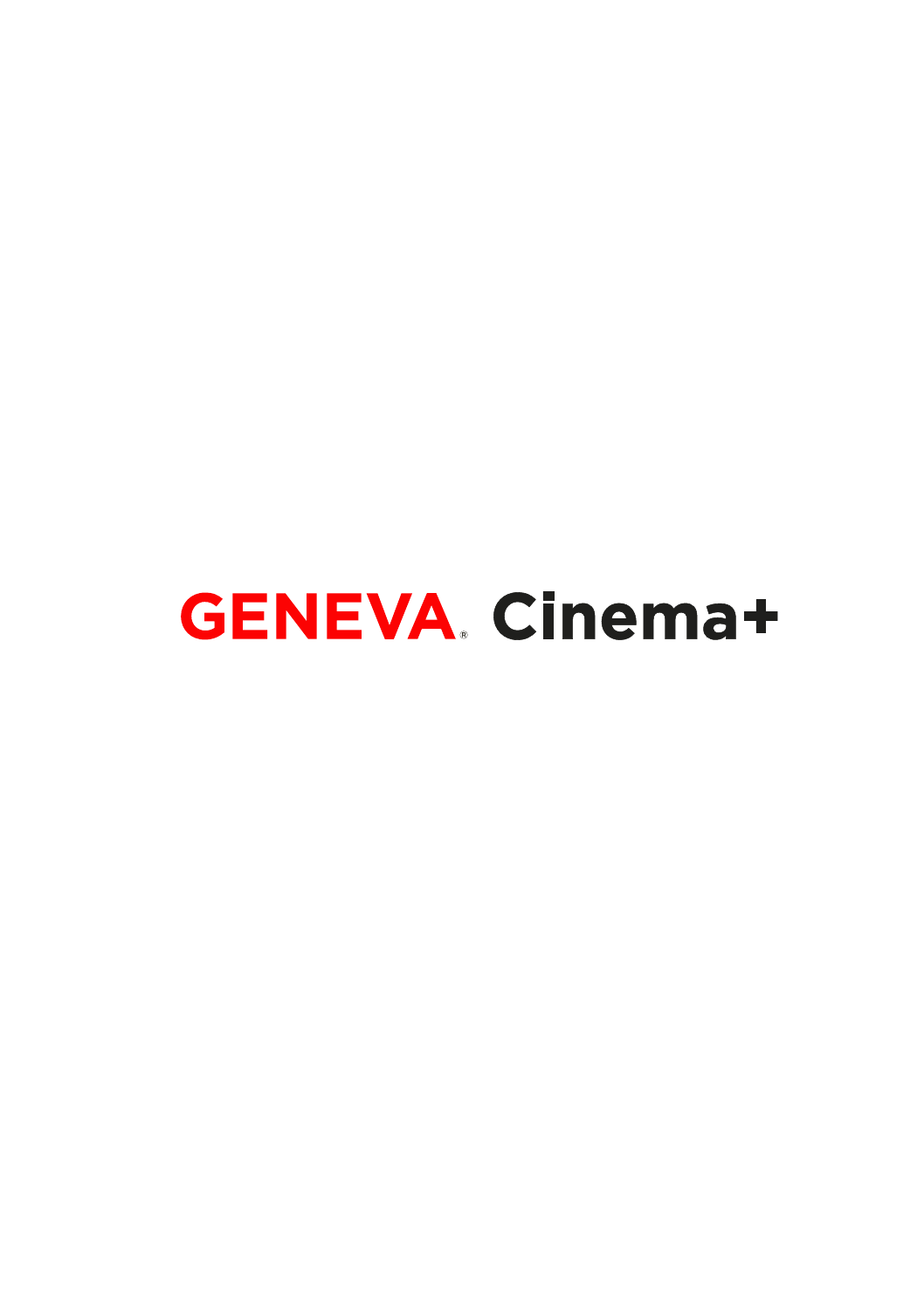# GENEVA® Cinema+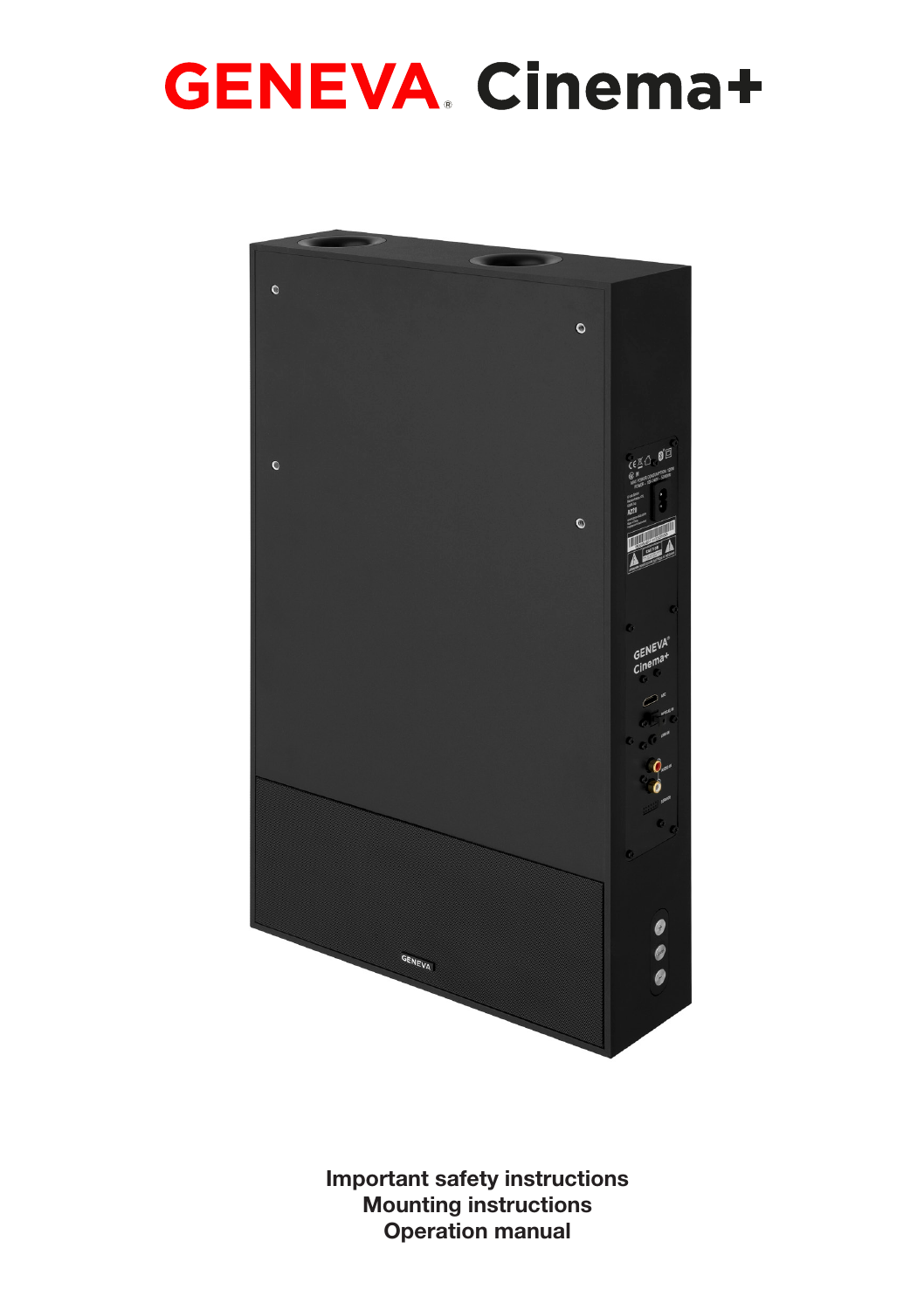# GENEVA® Cinema+

**Important safety instructions**
**Mounting instructions**
**Operation manual**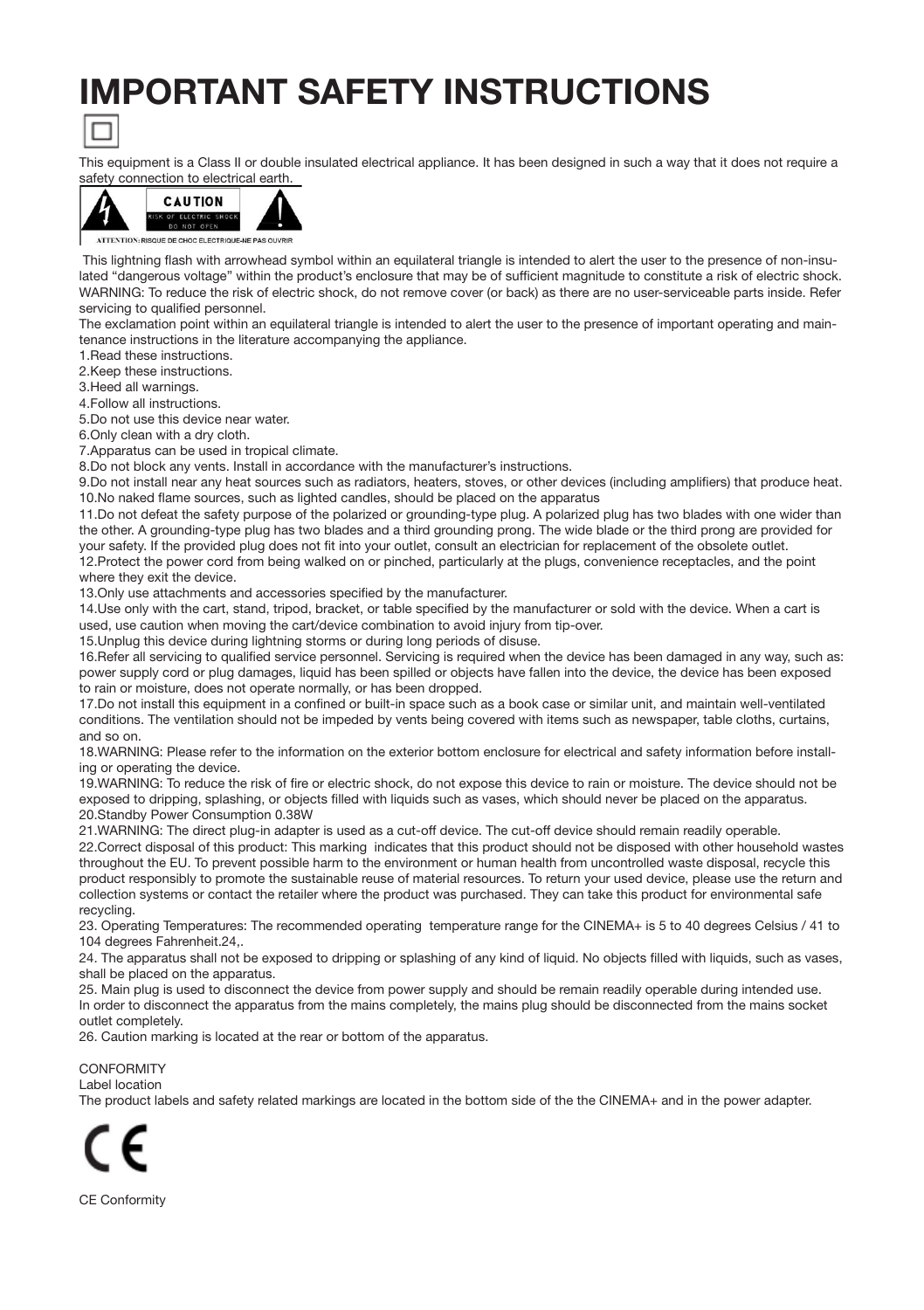# IMPORTANT SAFETY INSTRUCTIONS

This equipment is a Class II or double insulated electrical appliance. It has been designed in such a way that it does not require a safety connection to electrical earth.

CAUTION
RISK OF ELECTRIC SHOCK
DO NOT OPEN

ATTENTION: RISQUE DE CHOC ELECTRIQUE-NE PAS OUVRIR

This lightning flash with arrowhead symbol within an equilateral triangle is intended to alert the user to the presence of non-insulated "dangerous voltage" within the product's enclosure that may be of sufficient magnitude to constitute a risk of electric shock. WARNING: To reduce the risk of electric shock, do not remove cover (or back) as there are no user-serviceable parts inside. Refer servicing to qualified personnel.

The exclamation point within an equilateral triangle is intended to alert the user to the presence of important operating and maintenance instructions in the literature accompanying the appliance.

1.Read these instructions.
2.Keep these instructions.
3.Heed all warnings.
4.Follow all instructions.
5.Do not use this device near water.
6.Only clean with a dry cloth.
7.Apparatus can be used in tropical climate.
8.Do not block any vents. Install in accordance with the manufacturer's instructions.
9.Do not install near any heat sources such as radiators, heaters, stoves, or other devices (including amplifiers) that produce heat.
10.No naked flame sources, such as lighted candles, should be placed on the apparatus
11.Do not defeat the safety purpose of the polarized or grounding-type plug. A polarized plug has two blades with one wider than the other. A grounding-type plug has two blades and a third grounding prong. The wide blade or the third prong are provided for your safety. If the provided plug does not fit into your outlet, consult an electrician for replacement of the obsolete outlet.
12.Protect the power cord from being walked on or pinched, particularly at the plugs, convenience receptacles, and the point where they exit the device.
13.Only use attachments and accessories specified by the manufacturer.
14.Use only with the cart, stand, tripod, bracket, or table specified by the manufacturer or sold with the device. When a cart is used, use caution when moving the cart/device combination to avoid injury from tip-over.
15.Unplug this device during lightning storms or during long periods of disuse.
16.Refer all servicing to qualified service personnel. Servicing is required when the device has been damaged in any way, such as: power supply cord or plug damages, liquid has been spilled or objects have fallen into the device, the device has been exposed to rain or moisture, does not operate normally, or has been dropped.
17.Do not install this equipment in a confined or built-in space such as a book case or similar unit, and maintain well-ventilated conditions. The ventilation should not be impeded by vents being covered with items such as newspaper, table cloths, curtains, and so on.
18.WARNING: Please refer to the information on the exterior bottom enclosure for electrical and safety information before installing or operating the device.
19.WARNING: To reduce the risk of fire or electric shock, do not expose this device to rain or moisture. The device should not be exposed to dripping, splashing, or objects filled with liquids such as vases, which should never be placed on the apparatus.
20.Standby Power Consumption 0.38W
21.WARNING: The direct plug-in adapter is used as a cut-off device. The cut-off device should remain readily operable.
22.Correct disposal of this product: This marking indicates that this product should not be disposed with other household wastes throughout the EU. To prevent possible harm to the environment or human health from uncontrolled waste disposal, recycle this product responsibly to promote the sustainable reuse of material resources. To return your used device, please use the return and collection systems or contact the retailer where the product was purchased. They can take this product for environmental safe recycling.
23. Operating Temperatures: The recommended operating temperature range for the CINEMA+ is 5 to 40 degrees Celsius / 41 to 104 degrees Fahrenheit.24,.
24. The apparatus shall not be exposed to dripping or splashing of any kind of liquid. No objects filled with liquids, such as vases, shall be placed on the apparatus.
25. Main plug is used to disconnect the device from power supply and should be remain readily operable during intended use. In order to disconnect the apparatus from the mains completely, the mains plug should be disconnected from the mains socket outlet completely.
26. Caution marking is located at the rear or bottom of the apparatus.

CONFORMITY

Label location

The product labels and safety related markings are located in the bottom side of the the CINEMA+ and in the power adapter.

CE

CE Conformity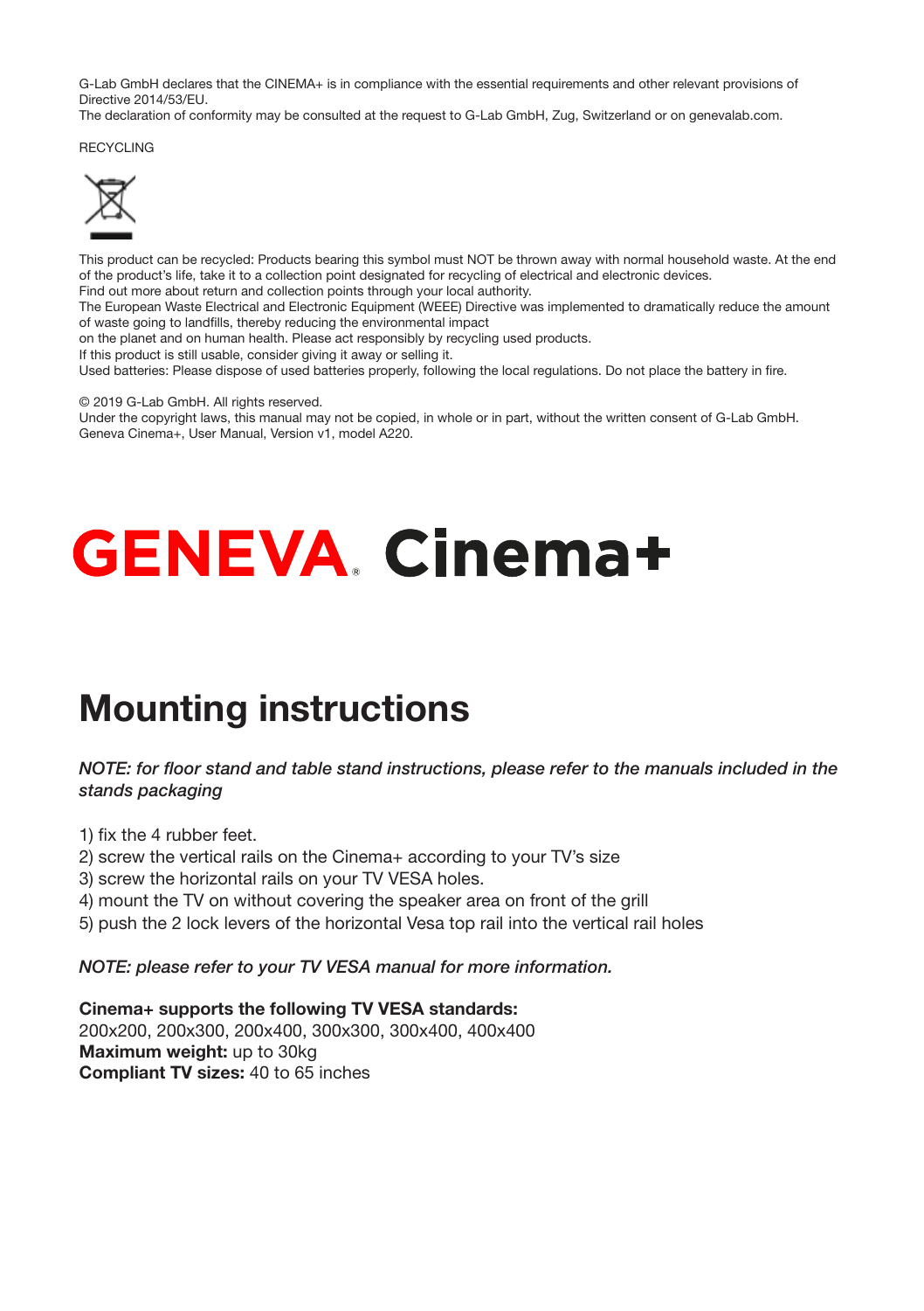G-Lab GmbH declares that the CINEMA+ is in compliance with the essential requirements and other relevant provisions of Directive 2014/53/EU.
The declaration of conformity may be consulted at the request to G-Lab GmbH, Zug, Switzerland or on genevalab.com.

RECYCLING

This product can be recycled: Products bearing this symbol must NOT be thrown away with normal household waste. At the end of the product's life, take it to a collection point designated for recycling of electrical and electronic devices.
Find out more about return and collection points through your local authority.
The European Waste Electrical and Electronic Equipment (WEEE) Directive was implemented to dramatically reduce the amount of waste going to landfills, thereby reducing the environmental impact
on the planet and on human health. Please act responsibly by recycling used products.
If this product is still usable, consider giving it away or selling it.
Used batteries: Please dispose of used batteries properly, following the local regulations. Do not place the battery in fire.

© 2019 G-Lab GmbH. All rights reserved.
Under the copyright laws, this manual may not be copied, in whole or in part, without the written consent of G-Lab GmbH.
Geneva Cinema+, User Manual, Version v1, model A220.

# GENEVA® Cinema+

## Mounting instructions

*NOTE: for floor stand and table stand instructions, please refer to the manuals included in the stands packaging*

1) fix the 4 rubber feet.
2) screw the vertical rails on the Cinema+ according to your TV's size
3) screw the horizontal rails on your TV VESA holes.
4) mount the TV on without covering the speaker area on front of the grill
5) push the 2 lock levers of the horizontal Vesa top rail into the vertical rail holes

*NOTE: please refer to your TV VESA manual for more information.*

**Cinema+ supports the following TV VESA standards:**
200x200, 200x300, 200x400, 300x300, 300x400, 400x400
**Maximum weight:** up to 30kg
**Compliant TV sizes:** 40 to 65 inches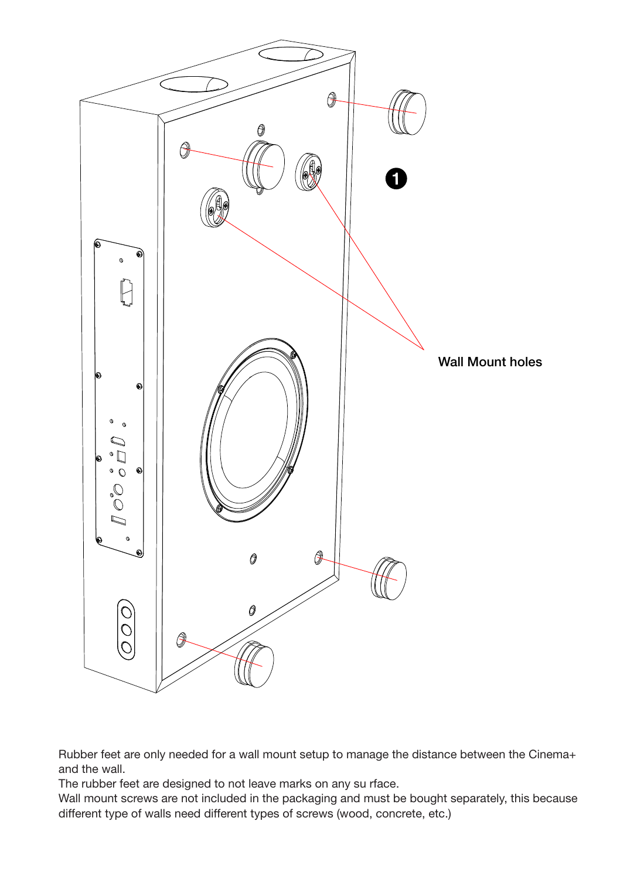Rubber feet are only needed for a wall mount setup to manage the distance between the Cinema+ and the wall.

The rubber feet are designed to not leave marks on any su rface.

Wall mount screws are not included in the packaging and must be bought separately, this because different type of walls need different types of screws (wood, concrete, etc.)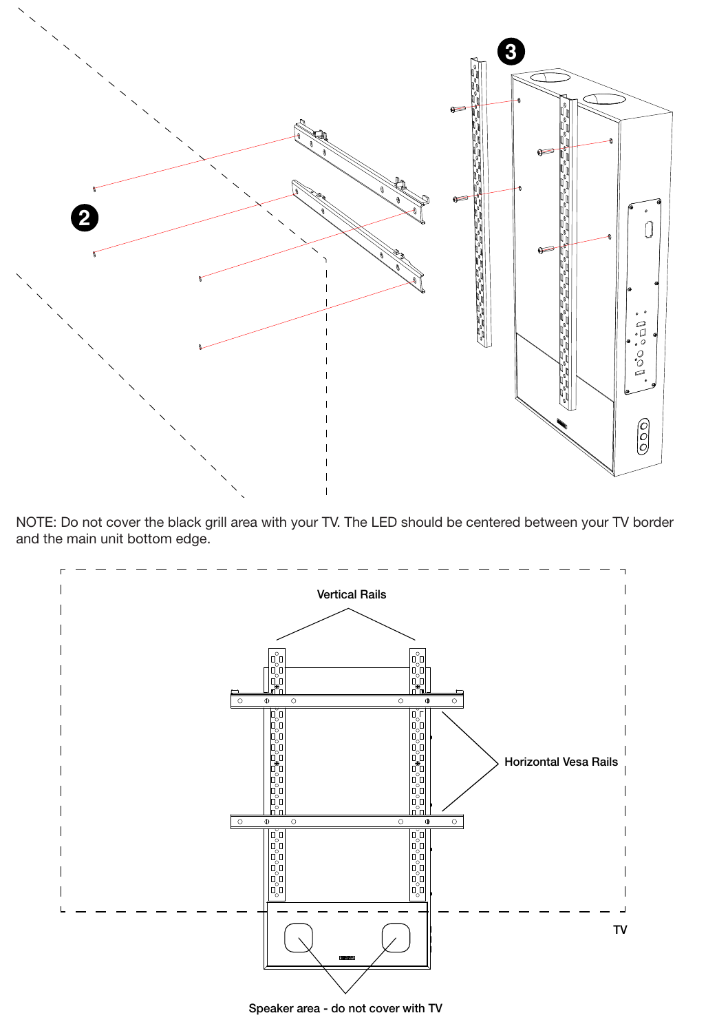NOTE: Do not cover the black grill area with your TV. The LED should be centered between your TV border and the main unit bottom edge.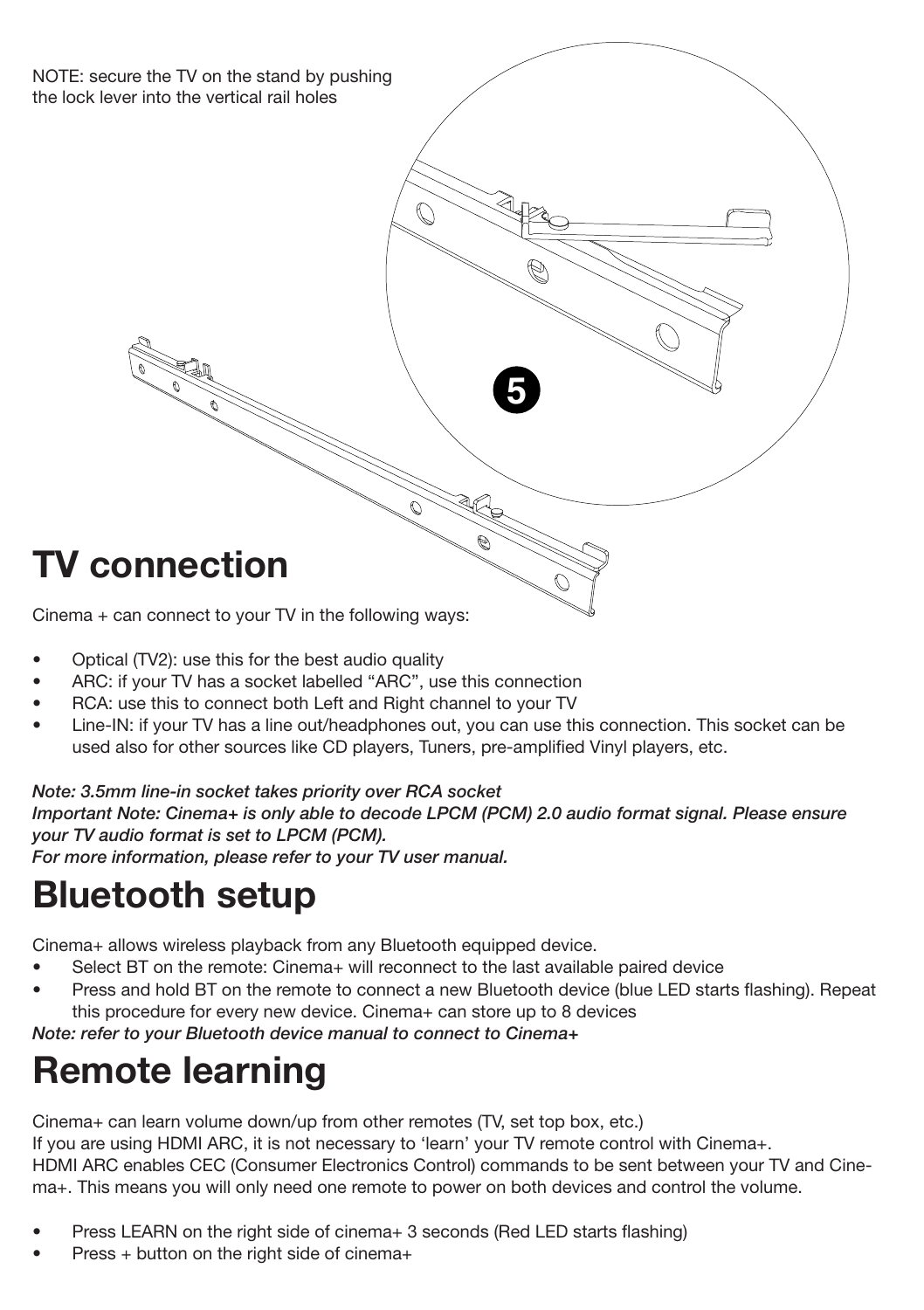NOTE: secure the TV on the stand by pushing the lock lever into the vertical rail holes

5

# TV connection

Cinema + can connect to your TV in the following ways:

- Optical (TV2): use this for the best audio quality
- ARC: if your TV has a socket labelled "ARC", use this connection
- RCA: use this to connect both Left and Right channel to your TV
- Line-IN: if your TV has a line out/headphones out, you can use this connection. This socket can be used also for other sources like CD players, Tuners, pre-amplified Vinyl players, etc.

***Note: 3.5mm line-in socket takes priority over RCA socket***
***Important Note: Cinema+ is only able to decode LPCM (PCM) 2.0 audio format signal. Please ensure your TV audio format is set to LPCM (PCM).***
***For more information, please refer to your TV user manual.***

# Bluetooth setup

Cinema+ allows wireless playback from any Bluetooth equipped device.

- Select BT on the remote: Cinema+ will reconnect to the last available paired device
- Press and hold BT on the remote to connect a new Bluetooth device (blue LED starts flashing). Repeat this procedure for every new device. Cinema+ can store up to 8 devices

***Note: refer to your Bluetooth device manual to connect to Cinema+***

# Remote learning

Cinema+ can learn volume down/up from other remotes (TV, set top box, etc.)
If you are using HDMI ARC, it is not necessary to 'learn' your TV remote control with Cinema+.
HDMI ARC enables CEC (Consumer Electronics Control) commands to be sent between your TV and Cinema+. This means you will only need one remote to power on both devices and control the volume.

- Press LEARN on the right side of cinema+ 3 seconds (Red LED starts flashing)
- Press + button on the right side of cinema+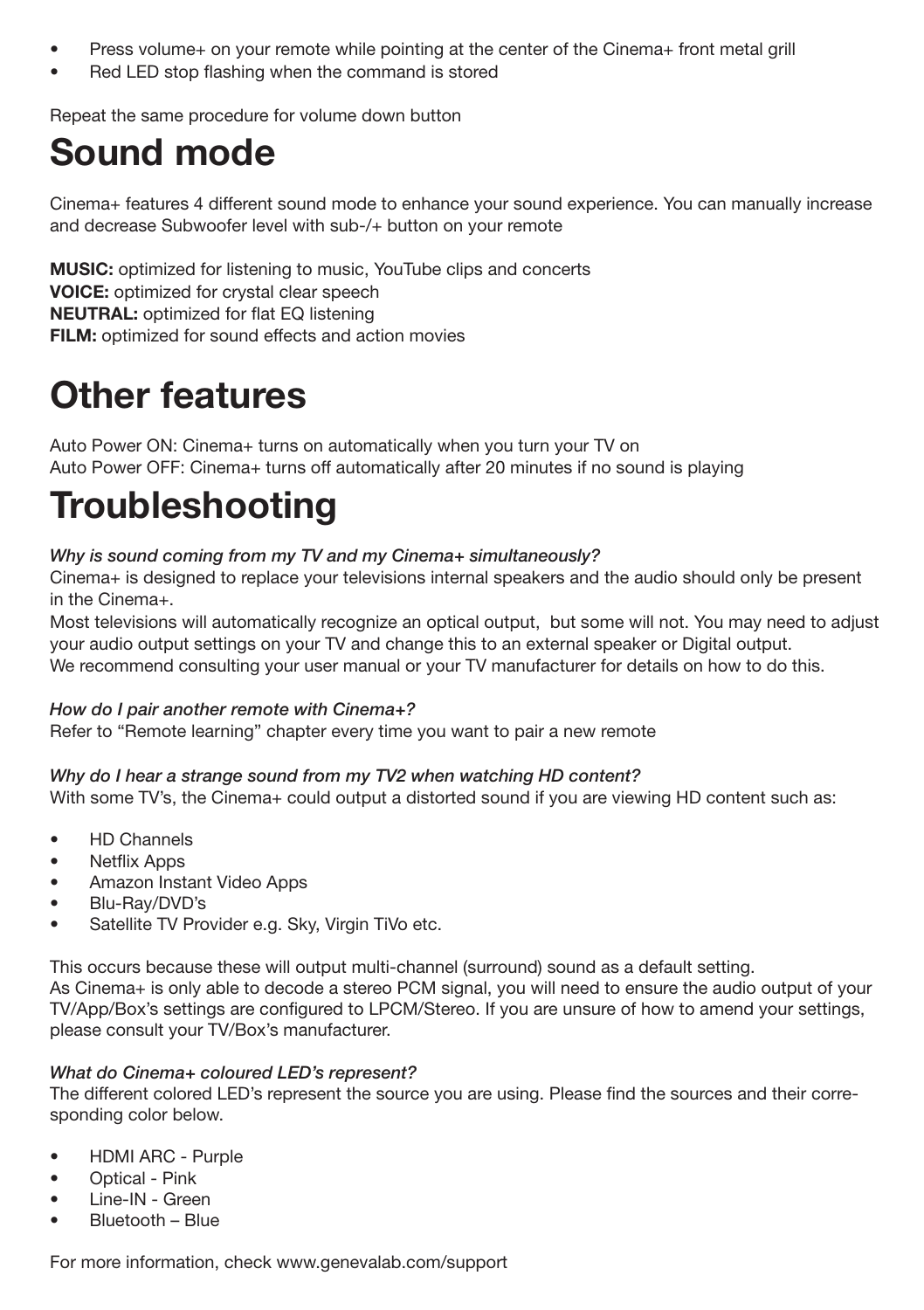- Press volume+ on your remote while pointing at the center of the Cinema+ front metal grill
- Red LED stop flashing when the command is stored

Repeat the same procedure for volume down button

# Sound mode

Cinema+ features 4 different sound mode to enhance your sound experience. You can manually increase and decrease Subwoofer level with sub-/+ button on your remote

**MUSIC:** optimized for listening to music, YouTube clips and concerts
**VOICE:** optimized for crystal clear speech
**NEUTRAL:** optimized for flat EQ listening
**FILM:** optimized for sound effects and action movies

# Other features

Auto Power ON: Cinema+ turns on automatically when you turn your TV on
Auto Power OFF: Cinema+ turns off automatically after 20 minutes if no sound is playing

# Troubleshooting

*Why is sound coming from my TV and my Cinema+ simultaneously?*
Cinema+ is designed to replace your televisions internal speakers and the audio should only be present in the Cinema+.
Most televisions will automatically recognize an optical output,  but some will not. You may need to adjust your audio output settings on your TV and change this to an external speaker or Digital output.
We recommend consulting your user manual or your TV manufacturer for details on how to do this.

*How do I pair another remote with Cinema+?*
Refer to “Remote learning” chapter every time you want to pair a new remote

*Why do I hear a strange sound from my TV2 when watching HD content?*
With some TV’s, the Cinema+ could output a distorted sound if you are viewing HD content such as:

- HD Channels
- Netflix Apps
- Amazon Instant Video Apps
- Blu-Ray/DVD’s
- Satellite TV Provider e.g. Sky, Virgin TiVo etc.

This occurs because these will output multi-channel (surround) sound as a default setting.
As Cinema+ is only able to decode a stereo PCM signal, you will need to ensure the audio output of your TV/App/Box’s settings are configured to LPCM/Stereo. If you are unsure of how to amend your settings, please consult your TV/Box’s manufacturer.

*What do Cinema+ coloured LED’s represent?*
The different colored LED’s represent the source you are using. Please find the sources and their corresponding color below.

- HDMI ARC - Purple
- Optical - Pink
- Line-IN - Green
- Bluetooth – Blue

For more information, check www.genevalab.com/support